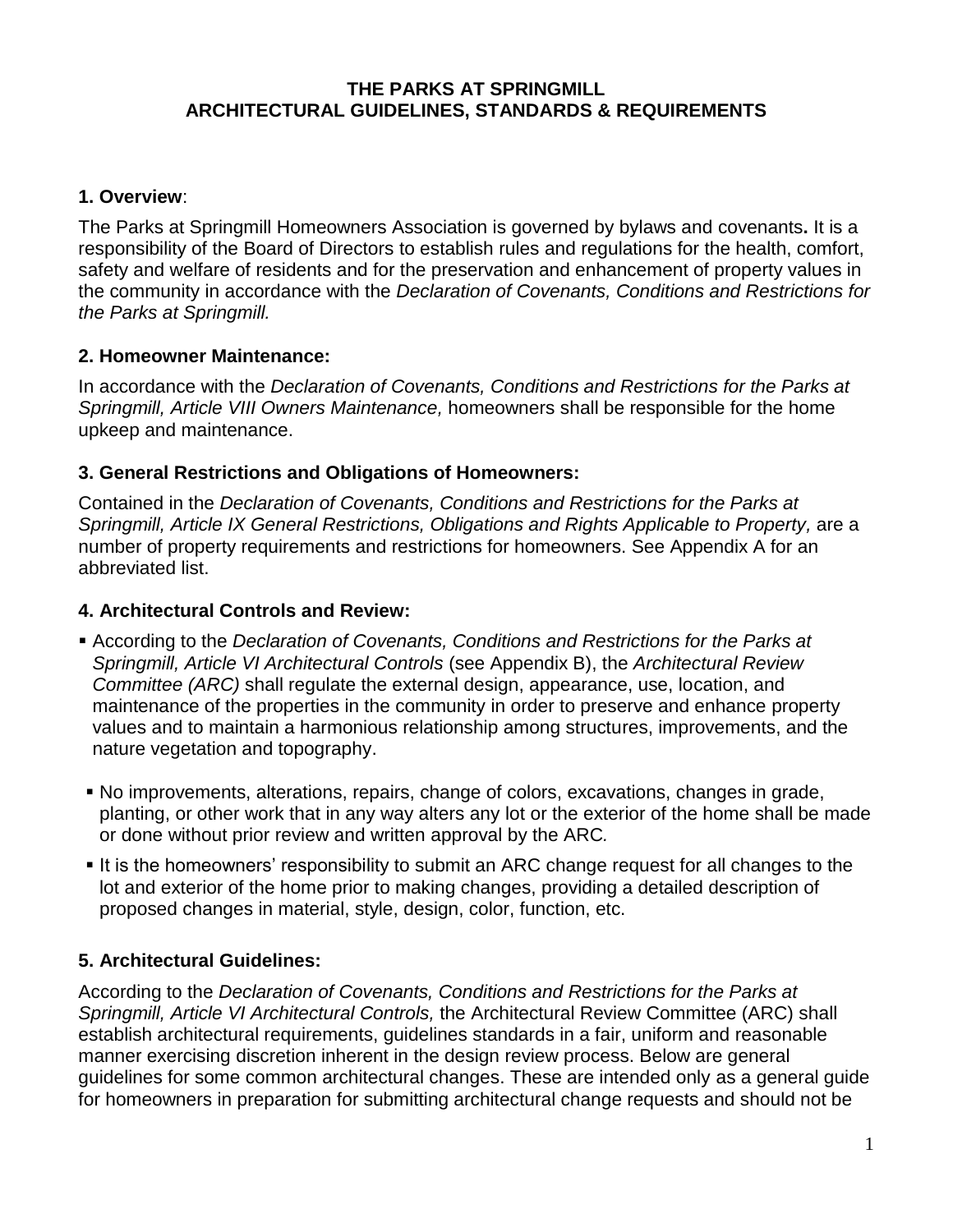**THE PARKS AT SPRINGMILL**
**ARCHITECTURAL GUIDELINES, STANDARDS & REQUIREMENTS**

## 1. Overview:

The Parks at Springmill Homeowners Association is governed by bylaws and covenants**.** It is a responsibility of the Board of Directors to establish rules and regulations for the health, comfort, safety and welfare of residents and for the preservation and enhancement of property values in the community in accordance with the *Declaration of Covenants, Conditions and Restrictions for the Parks at Springmill.*

## 2. Homeowner Maintenance:

In accordance with the *Declaration of Covenants, Conditions and Restrictions for the Parks at Springmill, Article VIII Owners Maintenance,* homeowners shall be responsible for the home upkeep and maintenance.

## 3. General Restrictions and Obligations of Homeowners:

Contained in the *Declaration of Covenants, Conditions and Restrictions for the Parks at Springmill, Article IX General Restrictions, Obligations and Rights Applicable to Property,* are a number of property requirements and restrictions for homeowners. See Appendix A for an abbreviated list.

## 4. Architectural Controls and Review:

- According to the *Declaration of Covenants, Conditions and Restrictions for the Parks at Springmill, Article VI Architectural Controls* (see Appendix B), the *Architectural Review Committee (ARC)* shall regulate the external design, appearance, use, location, and maintenance of the properties in the community in order to preserve and enhance property values and to maintain a harmonious relationship among structures, improvements, and the nature vegetation and topography.
- No improvements, alterations, repairs, change of colors, excavations, changes in grade, planting, or other work that in any way alters any lot or the exterior of the home shall be made or done without prior review and written approval by the ARC.
- It is the homeowners' responsibility to submit an ARC change request for all changes to the lot and exterior of the home prior to making changes, providing a detailed description of proposed changes in material, style, design, color, function, etc.

## 5. Architectural Guidelines:

According to the *Declaration of Covenants, Conditions and Restrictions for the Parks at Springmill, Article VI Architectural Controls,* the Architectural Review Committee (ARC) shall establish architectural requirements, guidelines standards in a fair, uniform and reasonable manner exercising discretion inherent in the design review process. Below are general guidelines for some common architectural changes. These are intended only as a general guide for homeowners in preparation for submitting architectural change requests and should not be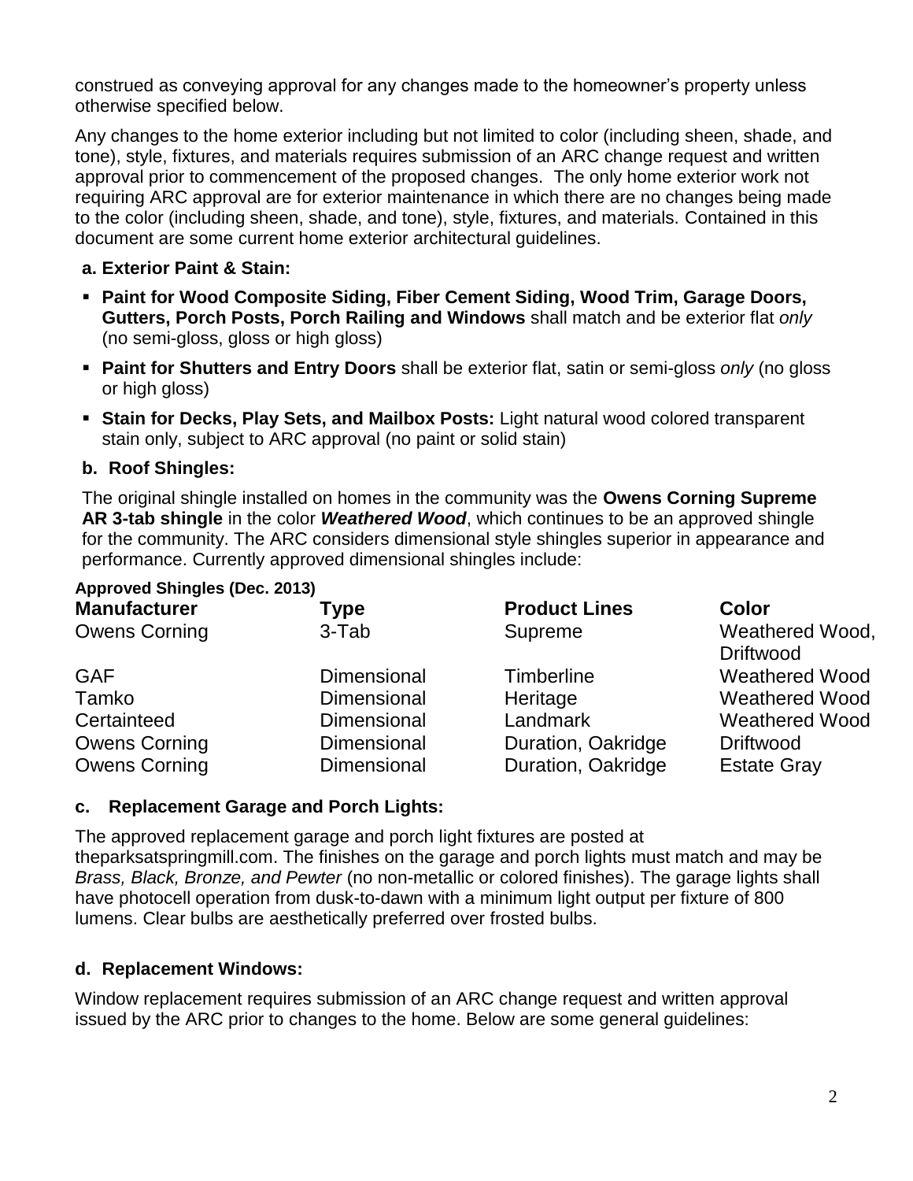construed as conveying approval for any changes made to the homeowner's property unless otherwise specified below.

Any changes to the home exterior including but not limited to color (including sheen, shade, and tone), style, fixtures, and materials requires submission of an ARC change request and written approval prior to commencement of the proposed changes. The only home exterior work not requiring ARC approval are for exterior maintenance in which there are no changes being made to the color (including sheen, shade, and tone), style, fixtures, and materials. Contained in this document are some current home exterior architectural guidelines.

**a. Exterior Paint & Stain:**

- **Paint for Wood Composite Siding, Fiber Cement Siding, Wood Trim, Garage Doors, Gutters, Porch Posts, Porch Railing and Windows** shall match and be exterior flat *only* (no semi-gloss, gloss or high gloss)
- **Paint for Shutters and Entry Doors** shall be exterior flat, satin or semi-gloss *only* (no gloss or high gloss)
- **Stain for Decks, Play Sets, and Mailbox Posts:** Light natural wood colored transparent stain only, subject to ARC approval (no paint or solid stain)

**b. Roof Shingles:**

The original shingle installed on homes in the community was the **Owens Corning Supreme AR 3-tab shingle** in the color ***Weathered Wood***, which continues to be an approved shingle for the community. The ARC considers dimensional style shingles superior in appearance and performance. Currently approved dimensional shingles include:

**Approved Shingles (Dec. 2013)**

| Manufacturer | Type | Product Lines | Color |
|---|---|---|---|
| Owens Corning | 3-Tab | Supreme | Weathered Wood, Driftwood |
| GAF | Dimensional | Timberline | Weathered Wood |
| Tamko | Dimensional | Heritage | Weathered Wood |
| Certainteed | Dimensional | Landmark | Weathered Wood |
| Owens Corning | Dimensional | Duration, Oakridge | Driftwood |
| Owens Corning | Dimensional | Duration, Oakridge | Estate Gray |

**c. Replacement Garage and Porch Lights:**

The approved replacement garage and porch light fixtures are posted at theparksatspringmill.com. The finishes on the garage and porch lights must match and may be *Brass, Black, Bronze, and Pewter* (no non-metallic or colored finishes). The garage lights shall have photocell operation from dusk-to-dawn with a minimum light output per fixture of 800 lumens. Clear bulbs are aesthetically preferred over frosted bulbs.

**d. Replacement Windows:**

Window replacement requires submission of an ARC change request and written approval issued by the ARC prior to changes to the home. Below are some general guidelines: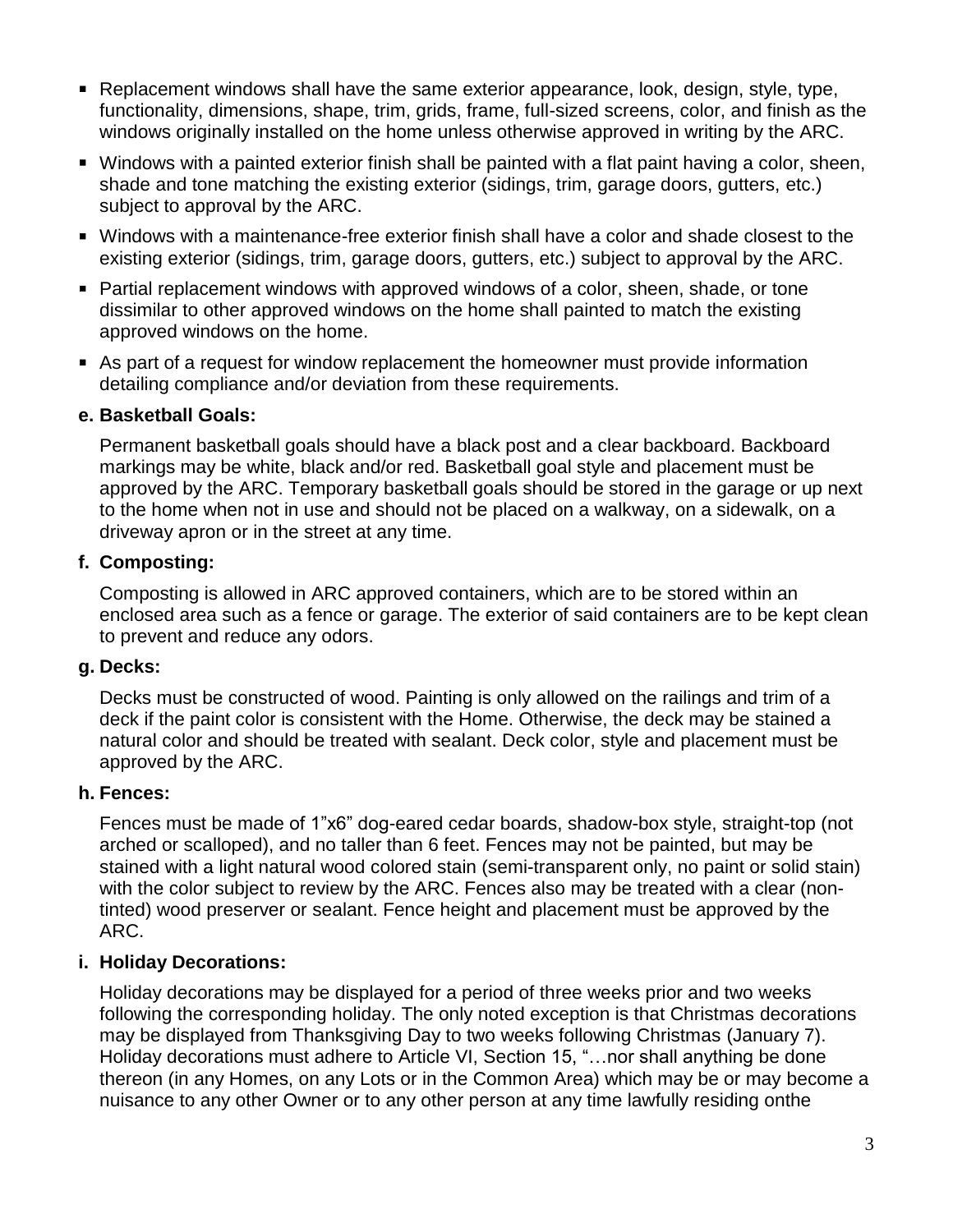- Replacement windows shall have the same exterior appearance, look, design, style, type, functionality, dimensions, shape, trim, grids, frame, full-sized screens, color, and finish as the windows originally installed on the home unless otherwise approved in writing by the ARC.
- Windows with a painted exterior finish shall be painted with a flat paint having a color, sheen, shade and tone matching the existing exterior (sidings, trim, garage doors, gutters, etc.) subject to approval by the ARC.
- Windows with a maintenance-free exterior finish shall have a color and shade closest to the existing exterior (sidings, trim, garage doors, gutters, etc.) subject to approval by the ARC.
- Partial replacement windows with approved windows of a color, sheen, shade, or tone dissimilar to other approved windows on the home shall painted to match the existing approved windows on the home.
- As part of a request for window replacement the homeowner must provide information detailing compliance and/or deviation from these requirements.

**e. Basketball Goals:**

Permanent basketball goals should have a black post and a clear backboard. Backboard markings may be white, black and/or red. Basketball goal style and placement must be approved by the ARC. Temporary basketball goals should be stored in the garage or up next to the home when not in use and should not be placed on a walkway, on a sidewalk, on a driveway apron or in the street at any time.

**f. Composting:**

Composting is allowed in ARC approved containers, which are to be stored within an enclosed area such as a fence or garage. The exterior of said containers are to be kept clean to prevent and reduce any odors.

**g. Decks:**

Decks must be constructed of wood. Painting is only allowed on the railings and trim of a deck if the paint color is consistent with the Home. Otherwise, the deck may be stained a natural color and should be treated with sealant. Deck color, style and placement must be approved by the ARC.

**h. Fences:**

Fences must be made of 1"x6" dog-eared cedar boards, shadow-box style, straight-top (not arched or scalloped), and no taller than 6 feet. Fences may not be painted, but may be stained with a light natural wood colored stain (semi-transparent only, no paint or solid stain) with the color subject to review by the ARC. Fences also may be treated with a clear (non-tinted) wood preserver or sealant. Fence height and placement must be approved by the ARC.

**i. Holiday Decorations:**

Holiday decorations may be displayed for a period of three weeks prior and two weeks following the corresponding holiday. The only noted exception is that Christmas decorations may be displayed from Thanksgiving Day to two weeks following Christmas (January 7). Holiday decorations must adhere to Article VI, Section 15, "…nor shall anything be done thereon (in any Homes, on any Lots or in the Common Area) which may be or may become a nuisance to any other Owner or to any other person at any time lawfully residing onthe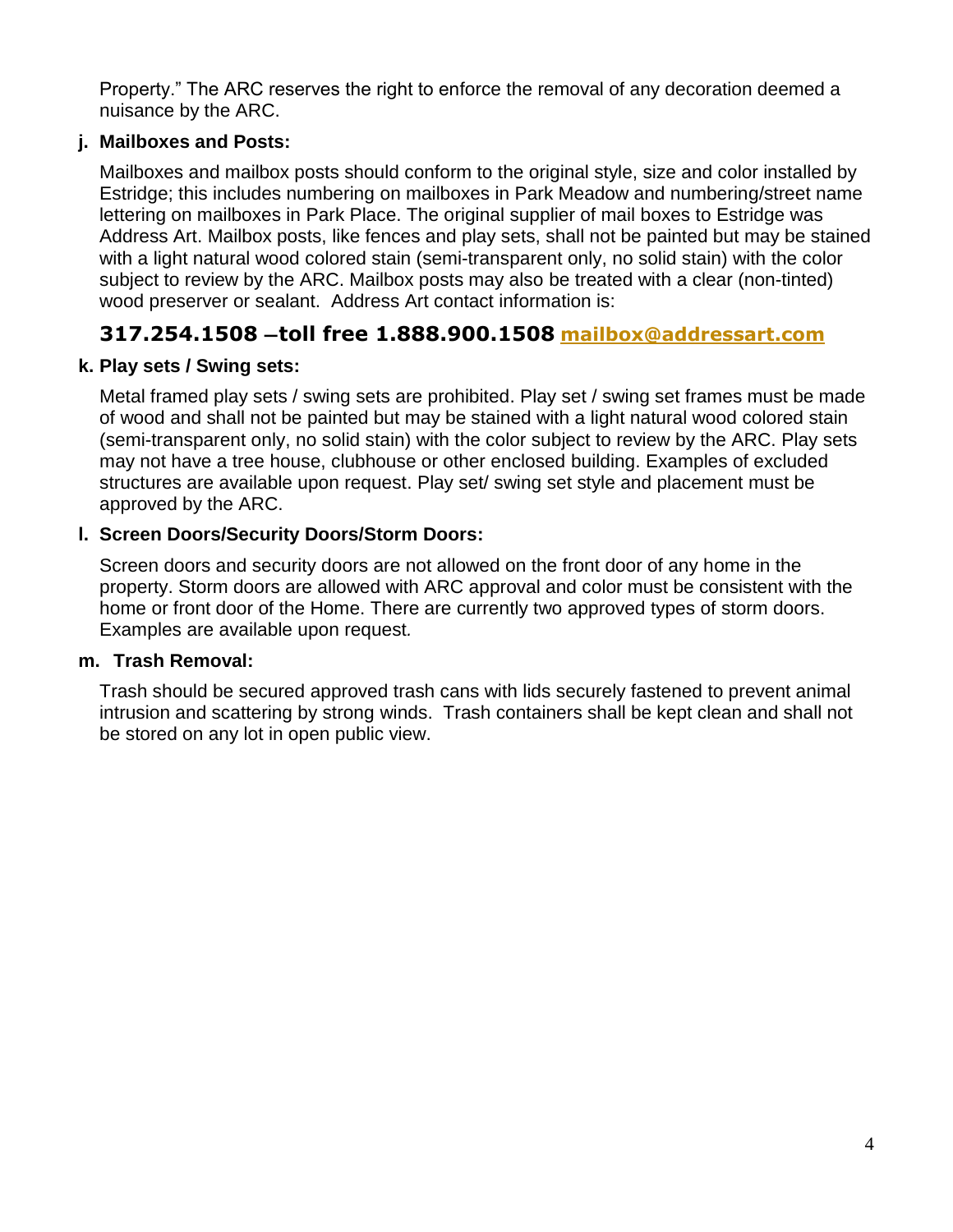Property." The ARC reserves the right to enforce the removal of any decoration deemed a nuisance by the ARC.

**j. Mailboxes and Posts:**

Mailboxes and mailbox posts should conform to the original style, size and color installed by Estridge; this includes numbering on mailboxes in Park Meadow and numbering/street name lettering on mailboxes in Park Place. The original supplier of mail boxes to Estridge was Address Art. Mailbox posts, like fences and play sets, shall not be painted but may be stained with a light natural wood colored stain (semi-transparent only, no solid stain) with the color subject to review by the ARC. Mailbox posts may also be treated with a clear (non-tinted) wood preserver or sealant. Address Art contact information is:

**317.254.1508 –toll free 1.888.900.1508 mailbox@addressart.com**

**k. Play sets / Swing sets:**

Metal framed play sets / swing sets are prohibited. Play set / swing set frames must be made of wood and shall not be painted but may be stained with a light natural wood colored stain (semi-transparent only, no solid stain) with the color subject to review by the ARC. Play sets may not have a tree house, clubhouse or other enclosed building. Examples of excluded structures are available upon request. Play set/ swing set style and placement must be approved by the ARC.

**l. Screen Doors/Security Doors/Storm Doors:**

Screen doors and security doors are not allowed on the front door of any home in the property. Storm doors are allowed with ARC approval and color must be consistent with the home or front door of the Home. There are currently two approved types of storm doors. Examples are available upon request.

**m. Trash Removal:**

Trash should be secured approved trash cans with lids securely fastened to prevent animal intrusion and scattering by strong winds. Trash containers shall be kept clean and shall not be stored on any lot in open public view.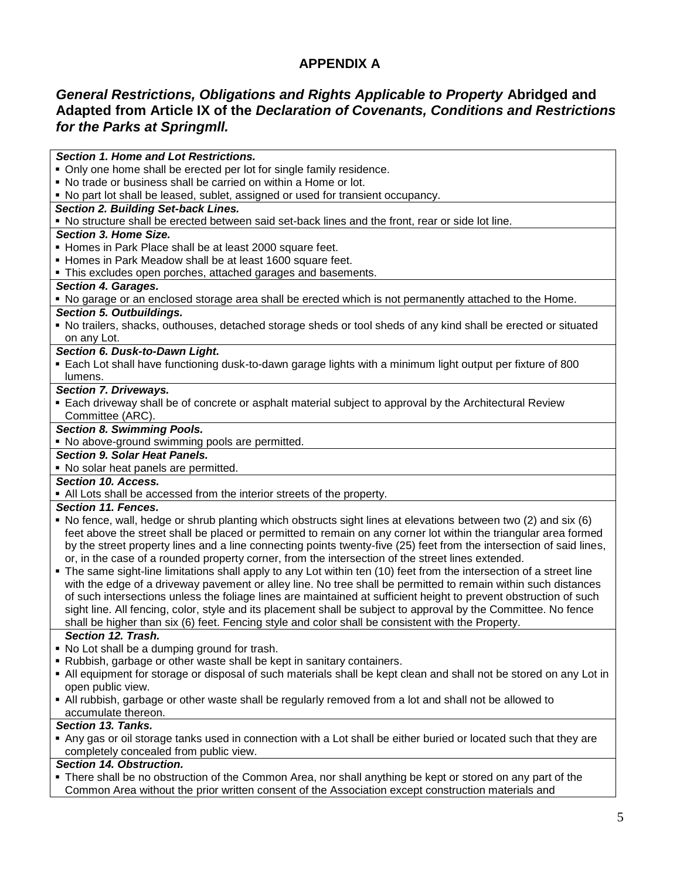# APPENDIX A

## *General Restrictions, Obligations and Rights Applicable to Property* Abridged and Adapted from Article IX of the *Declaration of Covenants, Conditions and Restrictions for the Parks at Springmll.*

***Section 1. Home and Lot Restrictions.***

- Only one home shall be erected per lot for single family residence.
- No trade or business shall be carried on within a Home or lot.
- No part lot shall be leased, sublet, assigned or used for transient occupancy.

***Section 2. Building Set-back Lines.***

- No structure shall be erected between said set-back lines and the front, rear or side lot line.

***Section 3. Home Size.***

- Homes in Park Place shall be at least 2000 square feet.
- Homes in Park Meadow shall be at least 1600 square feet.
- This excludes open porches, attached garages and basements.

***Section 4. Garages.***

- No garage or an enclosed storage area shall be erected which is not permanently attached to the Home.

***Section 5. Outbuildings.***

- No trailers, shacks, outhouses, detached storage sheds or tool sheds of any kind shall be erected or situated on any Lot.

***Section 6. Dusk-to-Dawn Light.***

- Each Lot shall have functioning dusk-to-dawn garage lights with a minimum light output per fixture of 800 lumens.

***Section 7. Driveways.***

- Each driveway shall be of concrete or asphalt material subject to approval by the Architectural Review Committee (ARC).

***Section 8. Swimming Pools.***

- No above-ground swimming pools are permitted.

***Section 9. Solar Heat Panels.***

- No solar heat panels are permitted.

***Section 10. Access.***

- All Lots shall be accessed from the interior streets of the property.

***Section 11. Fences.***

- No fence, wall, hedge or shrub planting which obstructs sight lines at elevations between two (2) and six (6) feet above the street shall be placed or permitted to remain on any corner lot within the triangular area formed by the street property lines and a line connecting points twenty-five (25) feet from the intersection of said lines, or, in the case of a rounded property corner, from the intersection of the street lines extended.
- The same sight-line limitations shall apply to any Lot within ten (10) feet from the intersection of a street line with the edge of a driveway pavement or alley line. No tree shall be permitted to remain within such distances of such intersections unless the foliage lines are maintained at sufficient height to prevent obstruction of such sight line. All fencing, color, style and its placement shall be subject to approval by the Committee. No fence shall be higher than six (6) feet. Fencing style and color shall be consistent with the Property.

***Section 12. Trash.***

- No Lot shall be a dumping ground for trash.
- Rubbish, garbage or other waste shall be kept in sanitary containers.
- All equipment for storage or disposal of such materials shall be kept clean and shall not be stored on any Lot in open public view.
- All rubbish, garbage or other waste shall be regularly removed from a lot and shall not be allowed to accumulate thereon.

***Section 13. Tanks.***

- Any gas or oil storage tanks used in connection with a Lot shall be either buried or located such that they are completely concealed from public view.

***Section 14. Obstruction.***

- There shall be no obstruction of the Common Area, nor shall anything be kept or stored on any part of the Common Area without the prior written consent of the Association except construction materials and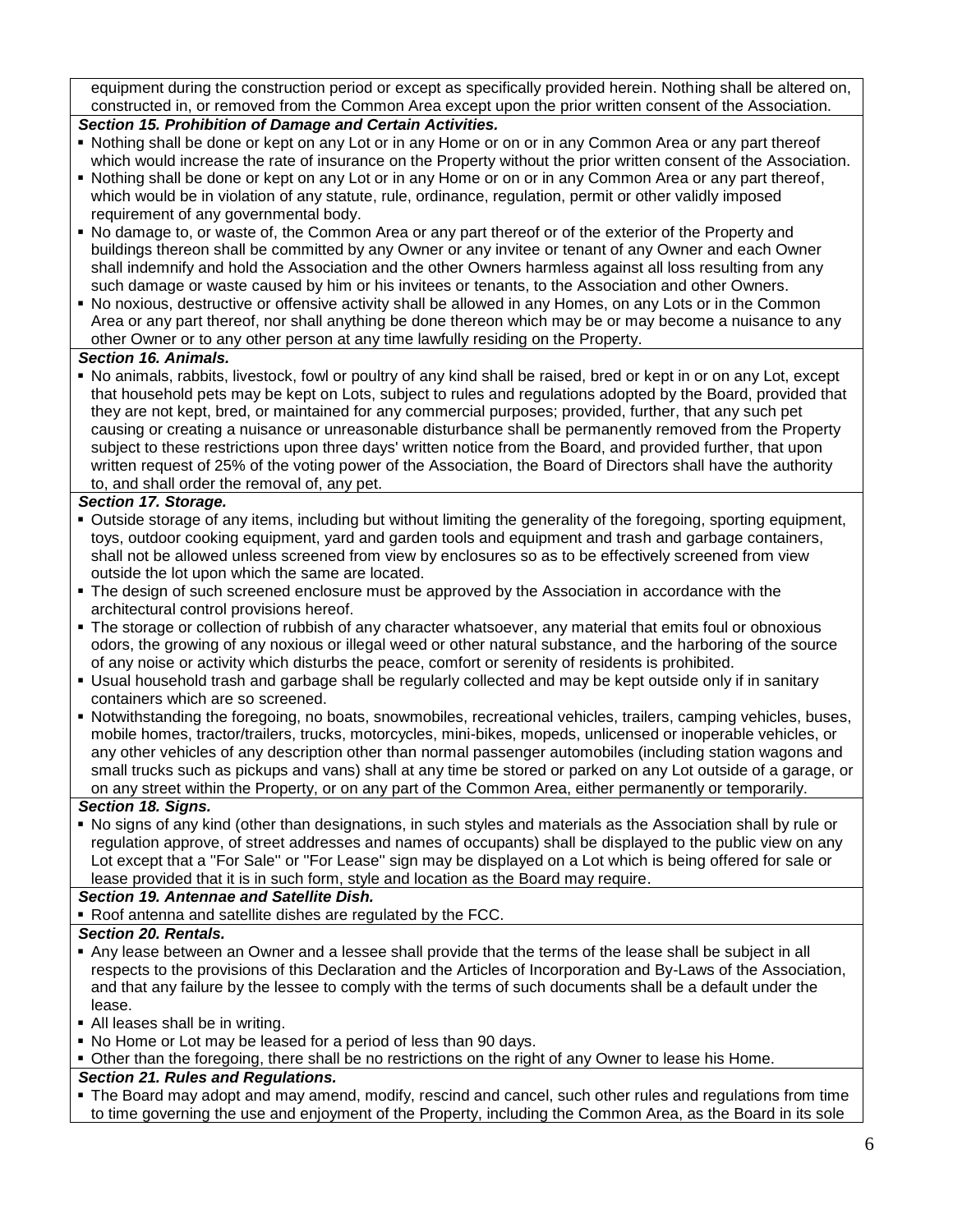equipment during the construction period or except as specifically provided herein. Nothing shall be altered on, constructed in, or removed from the Common Area except upon the prior written consent of the Association.

***Section 15. Prohibition of Damage and Certain Activities.***

- Nothing shall be done or kept on any Lot or in any Home or on or in any Common Area or any part thereof which would increase the rate of insurance on the Property without the prior written consent of the Association.
- Nothing shall be done or kept on any Lot or in any Home or on or in any Common Area or any part thereof, which would be in violation of any statute, rule, ordinance, regulation, permit or other validly imposed requirement of any governmental body.
- No damage to, or waste of, the Common Area or any part thereof or of the exterior of the Property and buildings thereon shall be committed by any Owner or any invitee or tenant of any Owner and each Owner shall indemnify and hold the Association and the other Owners harmless against all loss resulting from any such damage or waste caused by him or his invitees or tenants, to the Association and other Owners.
- No noxious, destructive or offensive activity shall be allowed in any Homes, on any Lots or in the Common Area or any part thereof, nor shall anything be done thereon which may be or may become a nuisance to any other Owner or to any other person at any time lawfully residing on the Property.

***Section 16. Animals.***

- No animals, rabbits, livestock, fowl or poultry of any kind shall be raised, bred or kept in or on any Lot, except that household pets may be kept on Lots, subject to rules and regulations adopted by the Board, provided that they are not kept, bred, or maintained for any commercial purposes; provided, further, that any such pet causing or creating a nuisance or unreasonable disturbance shall be permanently removed from the Property subject to these restrictions upon three days' written notice from the Board, and provided further, that upon written request of 25% of the voting power of the Association, the Board of Directors shall have the authority to, and shall order the removal of, any pet.

***Section 17. Storage.***

- Outside storage of any items, including but without limiting the generality of the foregoing, sporting equipment, toys, outdoor cooking equipment, yard and garden tools and equipment and trash and garbage containers, shall not be allowed unless screened from view by enclosures so as to be effectively screened from view outside the lot upon which the same are located.
- The design of such screened enclosure must be approved by the Association in accordance with the architectural control provisions hereof.
- The storage or collection of rubbish of any character whatsoever, any material that emits foul or obnoxious odors, the growing of any noxious or illegal weed or other natural substance, and the harboring of the source of any noise or activity which disturbs the peace, comfort or serenity of residents is prohibited.
- Usual household trash and garbage shall be regularly collected and may be kept outside only if in sanitary containers which are so screened.
- Notwithstanding the foregoing, no boats, snowmobiles, recreational vehicles, trailers, camping vehicles, buses, mobile homes, tractor/trailers, trucks, motorcycles, mini-bikes, mopeds, unlicensed or inoperable vehicles, or any other vehicles of any description other than normal passenger automobiles (including station wagons and small trucks such as pickups and vans) shall at any time be stored or parked on any Lot outside of a garage, or on any street within the Property, or on any part of the Common Area, either permanently or temporarily.

***Section 18. Signs.***

- No signs of any kind (other than designations, in such styles and materials as the Association shall by rule or regulation approve, of street addresses and names of occupants) shall be displayed to the public view on any Lot except that a "For Sale" or "For Lease" sign may be displayed on a Lot which is being offered for sale or lease provided that it is in such form, style and location as the Board may require.

***Section 19. Antennae and Satellite Dish.***

- Roof antenna and satellite dishes are regulated by the FCC.

***Section 20. Rentals.***

- Any lease between an Owner and a lessee shall provide that the terms of the lease shall be subject in all respects to the provisions of this Declaration and the Articles of Incorporation and By-Laws of the Association, and that any failure by the lessee to comply with the terms of such documents shall be a default under the lease.
- All leases shall be in writing.
- No Home or Lot may be leased for a period of less than 90 days.
- Other than the foregoing, there shall be no restrictions on the right of any Owner to lease his Home.

***Section 21. Rules and Regulations.***

- The Board may adopt and may amend, modify, rescind and cancel, such other rules and regulations from time to time governing the use and enjoyment of the Property, including the Common Area, as the Board in its sole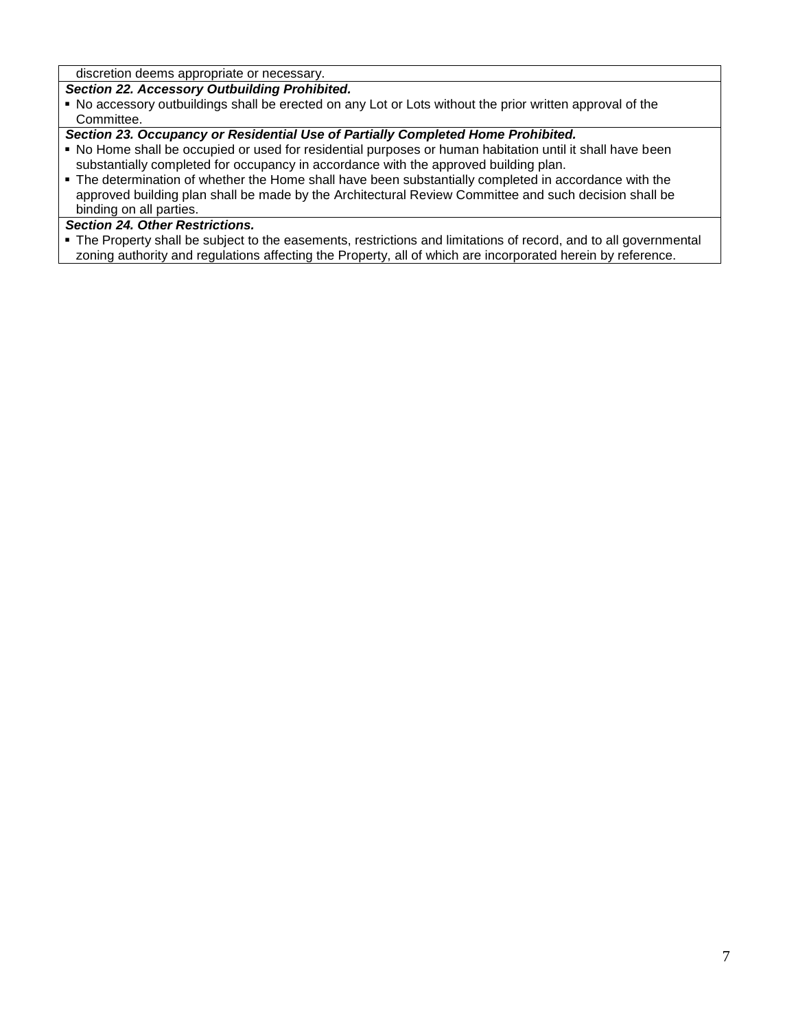discretion deems appropriate or necessary.

***Section 22. Accessory Outbuilding Prohibited.***

- No accessory outbuildings shall be erected on any Lot or Lots without the prior written approval of the Committee.

***Section 23. Occupancy or Residential Use of Partially Completed Home Prohibited.***

- No Home shall be occupied or used for residential purposes or human habitation until it shall have been substantially completed for occupancy in accordance with the approved building plan.
- The determination of whether the Home shall have been substantially completed in accordance with the approved building plan shall be made by the Architectural Review Committee and such decision shall be binding on all parties.

***Section 24. Other Restrictions.***

- The Property shall be subject to the easements, restrictions and limitations of record, and to all governmental zoning authority and regulations affecting the Property, all of which are incorporated herein by reference.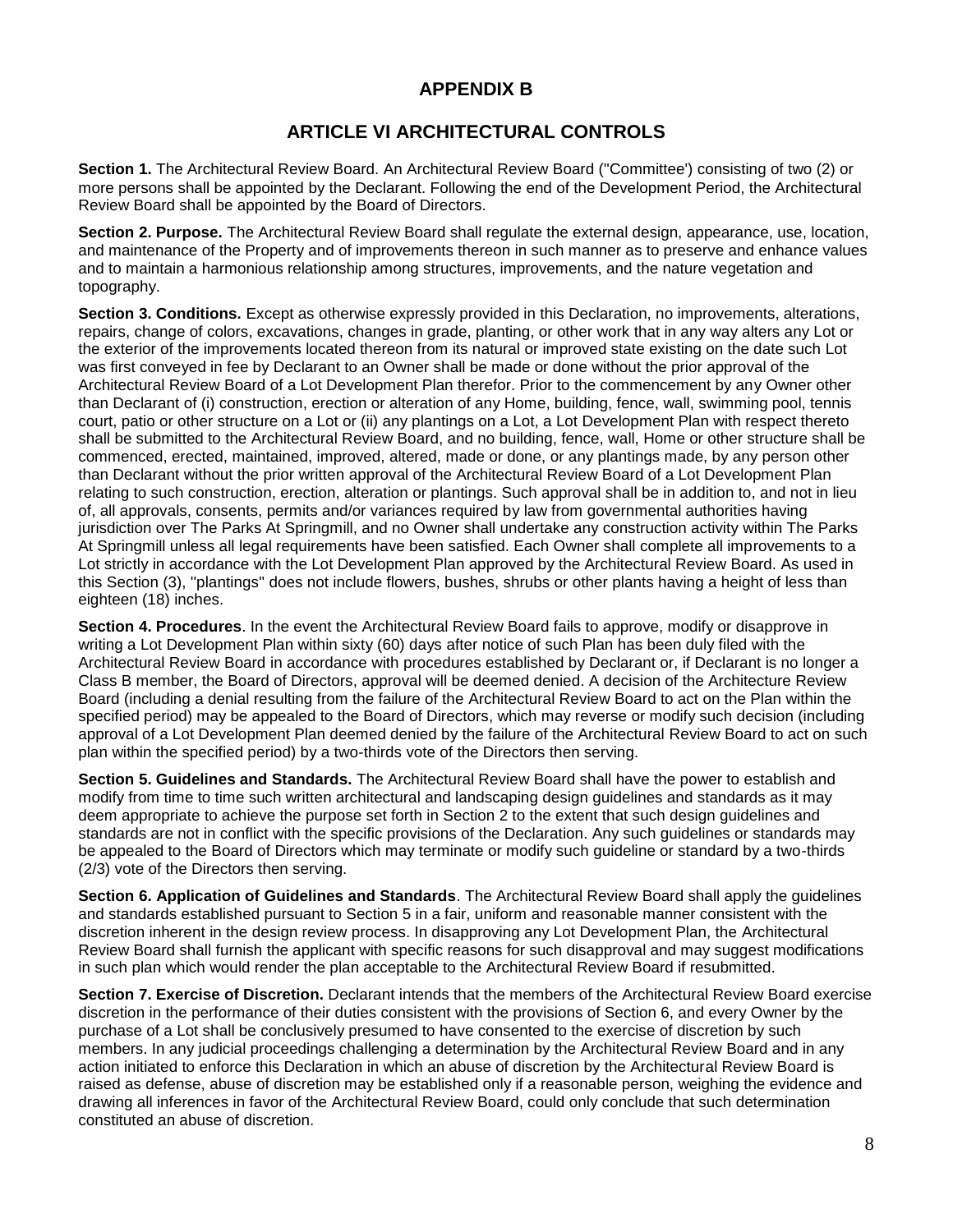# APPENDIX B

## ARTICLE VI ARCHITECTURAL CONTROLS

**Section 1.** The Architectural Review Board. An Architectural Review Board ("Committee') consisting of two (2) or more persons shall be appointed by the Declarant. Following the end of the Development Period, the Architectural Review Board shall be appointed by the Board of Directors.

**Section 2. Purpose.** The Architectural Review Board shall regulate the external design, appearance, use, location, and maintenance of the Property and of improvements thereon in such manner as to preserve and enhance values and to maintain a harmonious relationship among structures, improvements, and the nature vegetation and topography.

**Section 3. Conditions.** Except as otherwise expressly provided in this Declaration, no improvements, alterations, repairs, change of colors, excavations, changes in grade, planting, or other work that in any way alters any Lot or the exterior of the improvements located thereon from its natural or improved state existing on the date such Lot was first conveyed in fee by Declarant to an Owner shall be made or done without the prior approval of the Architectural Review Board of a Lot Development Plan therefor. Prior to the commencement by any Owner other than Declarant of (i) construction, erection or alteration of any Home, building, fence, wall, swimming pool, tennis court, patio or other structure on a Lot or (ii) any plantings on a Lot, a Lot Development Plan with respect thereto shall be submitted to the Architectural Review Board, and no building, fence, wall, Home or other structure shall be commenced, erected, maintained, improved, altered, made or done, or any plantings made, by any person other than Declarant without the prior written approval of the Architectural Review Board of a Lot Development Plan relating to such construction, erection, alteration or plantings. Such approval shall be in addition to, and not in lieu of, all approvals, consents, permits and/or variances required by law from governmental authorities having jurisdiction over The Parks At Springmill, and no Owner shall undertake any construction activity within The Parks At Springmill unless all legal requirements have been satisfied. Each Owner shall complete all improvements to a Lot strictly in accordance with the Lot Development Plan approved by the Architectural Review Board. As used in this Section (3), "plantings" does not include flowers, bushes, shrubs or other plants having a height of less than eighteen (18) inches.

**Section 4. Procedures**. In the event the Architectural Review Board fails to approve, modify or disapprove in writing a Lot Development Plan within sixty (60) days after notice of such Plan has been duly filed with the Architectural Review Board in accordance with procedures established by Declarant or, if Declarant is no longer a Class B member, the Board of Directors, approval will be deemed denied. A decision of the Architecture Review Board (including a denial resulting from the failure of the Architectural Review Board to act on the Plan within the specified period) may be appealed to the Board of Directors, which may reverse or modify such decision (including approval of a Lot Development Plan deemed denied by the failure of the Architectural Review Board to act on such plan within the specified period) by a two-thirds vote of the Directors then serving.

**Section 5. Guidelines and Standards.** The Architectural Review Board shall have the power to establish and modify from time to time such written architectural and landscaping design guidelines and standards as it may deem appropriate to achieve the purpose set forth in Section 2 to the extent that such design guidelines and standards are not in conflict with the specific provisions of the Declaration. Any such guidelines or standards may be appealed to the Board of Directors which may terminate or modify such guideline or standard by a two-thirds (2/3) vote of the Directors then serving.

**Section 6. Application of Guidelines and Standards**. The Architectural Review Board shall apply the guidelines and standards established pursuant to Section 5 in a fair, uniform and reasonable manner consistent with the discretion inherent in the design review process. In disapproving any Lot Development Plan, the Architectural Review Board shall furnish the applicant with specific reasons for such disapproval and may suggest modifications in such plan which would render the plan acceptable to the Architectural Review Board if resubmitted.

**Section 7. Exercise of Discretion.** Declarant intends that the members of the Architectural Review Board exercise discretion in the performance of their duties consistent with the provisions of Section 6, and every Owner by the purchase of a Lot shall be conclusively presumed to have consented to the exercise of discretion by such members. In any judicial proceedings challenging a determination by the Architectural Review Board and in any action initiated to enforce this Declaration in which an abuse of discretion by the Architectural Review Board is raised as defense, abuse of discretion may be established only if a reasonable person, weighing the evidence and drawing all inferences in favor of the Architectural Review Board, could only conclude that such determination constituted an abuse of discretion.